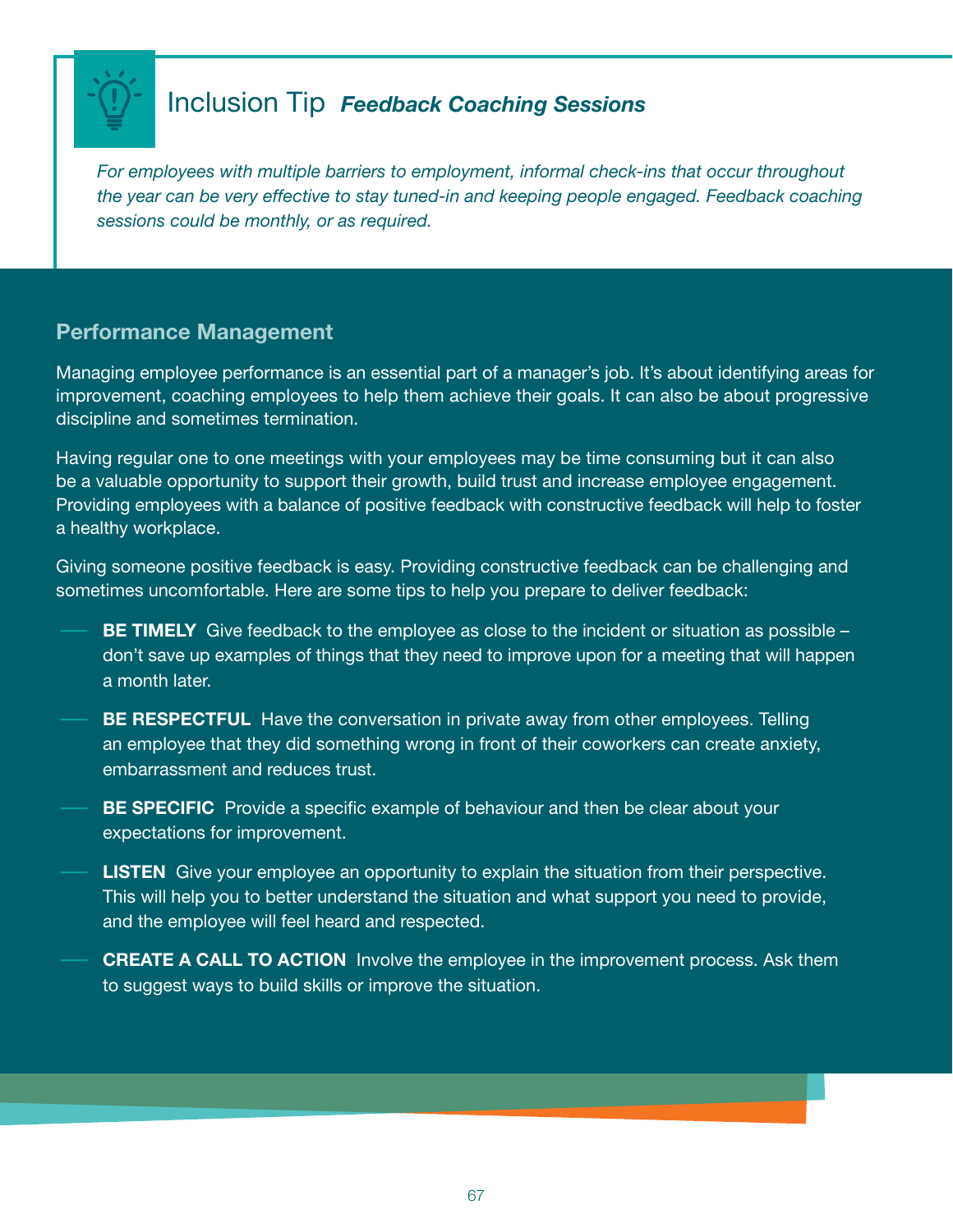## Inclusion Tip *Feedback Coaching Sessions*

*For employees with multiple barriers to employment, informal check-ins that occur throughout the year can be very effective to stay tuned-in and keeping people engaged. Feedback coaching sessions could be monthly, or as required.*

### Performance Management

Managing employee performance is an essential part of a manager's job. It's about identifying areas for improvement, coaching employees to help them achieve their goals. It can also be about progressive discipline and sometimes termination.

Having regular one to one meetings with your employees may be time consuming but it can also be a valuable opportunity to support their growth, build trust and increase employee engagement. Providing employees with a balance of positive feedback with constructive feedback will help to foster a healthy workplace.

Giving someone positive feedback is easy. Providing constructive feedback can be challenging and sometimes uncomfortable. Here are some tips to help you prepare to deliver feedback:

- **BE TIMELY** Give feedback to the employee as close to the incident or situation as possible – don't save up examples of things that they need to improve upon for a meeting that will happen a month later.
- **BE RESPECTFUL** Have the conversation in private away from other employees. Telling an employee that they did something wrong in front of their coworkers can create anxiety, embarrassment and reduces trust.
- **BE SPECIFIC** Provide a specific example of behaviour and then be clear about your expectations for improvement.
- **LISTEN** Give your employee an opportunity to explain the situation from their perspective. This will help you to better understand the situation and what support you need to provide, and the employee will feel heard and respected.
- **CREATE A CALL TO ACTION** Involve the employee in the improvement process. Ask them to suggest ways to build skills or improve the situation.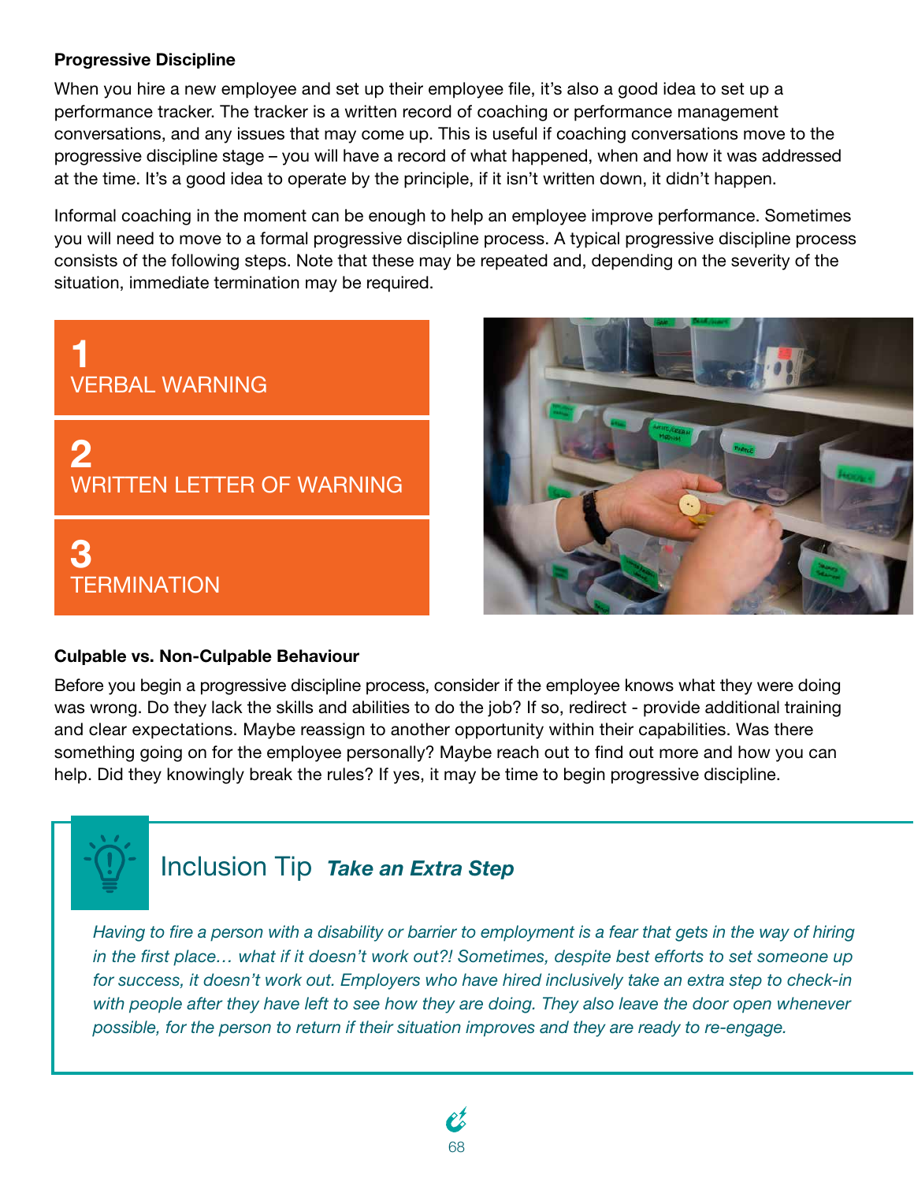### Progressive Discipline

When you hire a new employee and set up their employee file, it's also a good idea to set up a performance tracker. The tracker is a written record of coaching or performance management conversations, and any issues that may come up. This is useful if coaching conversations move to the progressive discipline stage – you will have a record of what happened, when and how it was addressed at the time. It's a good idea to operate by the principle, if it isn't written down, it didn't happen.

Informal coaching in the moment can be enough to help an employee improve performance. Sometimes you will need to move to a formal progressive discipline process. A typical progressive discipline process consists of the following steps. Note that these may be repeated and, depending on the severity of the situation, immediate termination may be required.

1. VERBAL WARNING
2. WRITTEN LETTER OF WARNING
3. TERMINATION

### Culpable vs. Non-Culpable Behaviour

Before you begin a progressive discipline process, consider if the employee knows what they were doing was wrong. Do they lack the skills and abilities to do the job? If so, redirect - provide additional training and clear expectations. Maybe reassign to another opportunity within their capabilities. Was there something going on for the employee personally? Maybe reach out to find out more and how you can help. Did they knowingly break the rules? If yes, it may be time to begin progressive discipline.

## Inclusion Tip ***Take an Extra Step***

*Having to fire a person with a disability or barrier to employment is a fear that gets in the way of hiring in the first place… what if it doesn't work out?! Sometimes, despite best efforts to set someone up for success, it doesn't work out. Employers who have hired inclusively take an extra step to check-in with people after they have left to see how they are doing. They also leave the door open whenever possible, for the person to return if their situation improves and they are ready to re-engage.*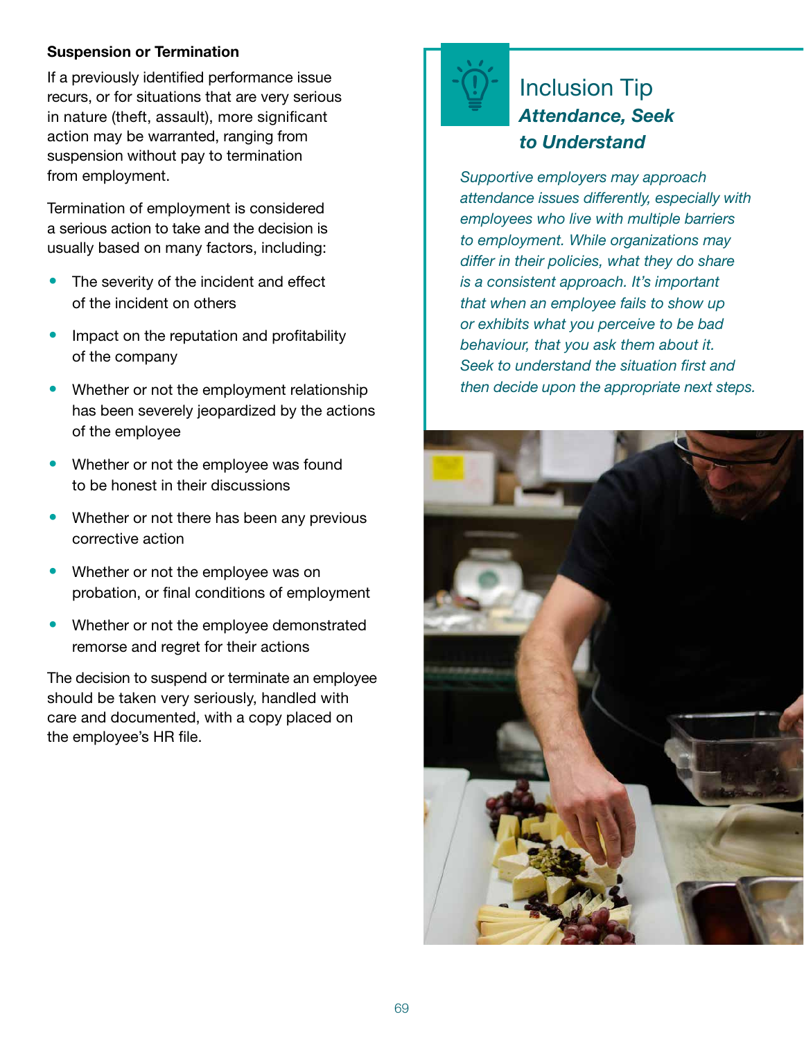### Suspension or Termination

If a previously identified performance issue recurs, or for situations that are very serious in nature (theft, assault), more significant action may be warranted, ranging from suspension without pay to termination from employment.

Termination of employment is considered a serious action to take and the decision is usually based on many factors, including:

- The severity of the incident and effect of the incident on others
- Impact on the reputation and profitability of the company
- Whether or not the employment relationship has been severely jeopardized by the actions of the employee
- Whether or not the employee was found to be honest in their discussions
- Whether or not there has been any previous corrective action
- Whether or not the employee was on probation, or final conditions of employment
- Whether or not the employee demonstrated remorse and regret for their actions

The decision to suspend or terminate an employee should be taken very seriously, handled with care and documented, with a copy placed on the employee's HR file.

## Inclusion Tip

***Attendance, Seek to Understand***

*Supportive employers may approach attendance issues differently, especially with employees who live with multiple barriers to employment. While organizations may differ in their policies, what they do share is a consistent approach. It's important that when an employee fails to show up or exhibits what you perceive to be bad behaviour, that you ask them about it. Seek to understand the situation first and then decide upon the appropriate next steps.*